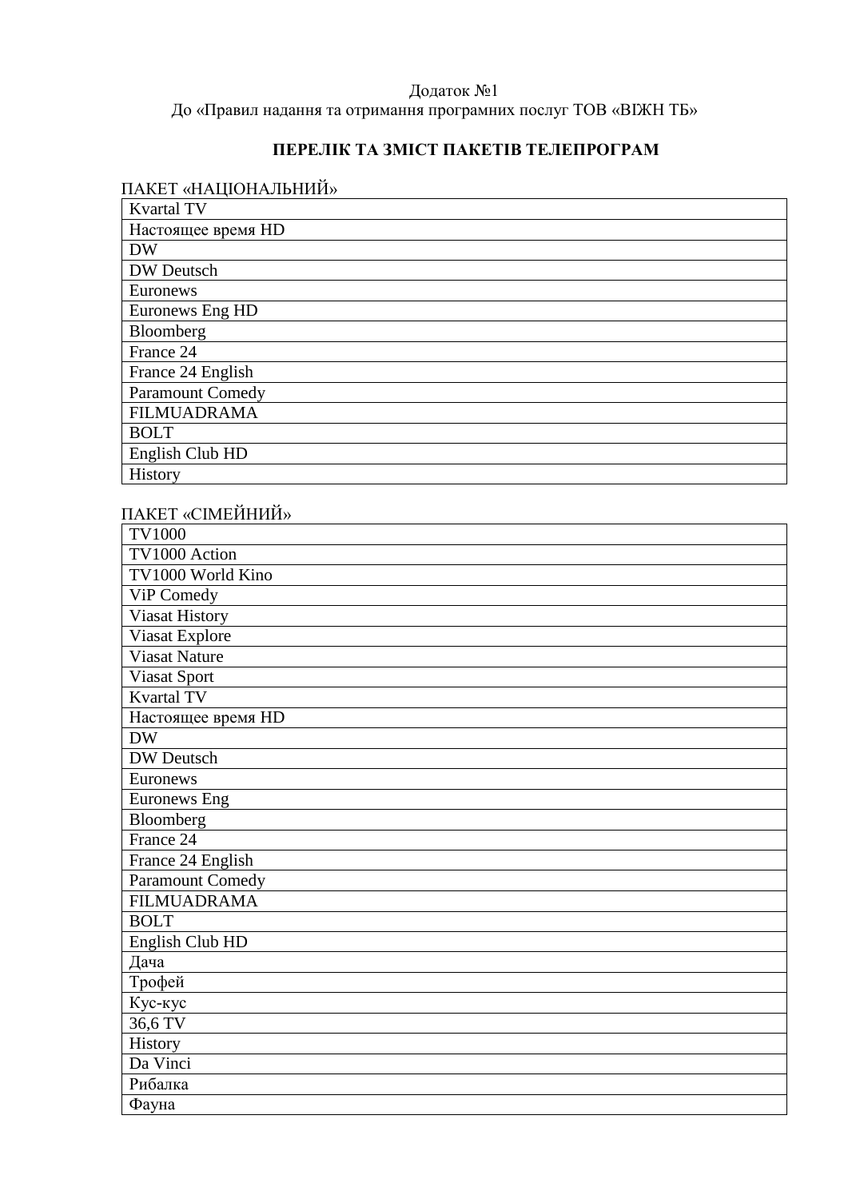Додаток №1
До «Правил надання та отримання програмних послуг ТОВ «ВІЖН ТБ»

## ПЕРЕЛІК ТА ЗМІСТ ПАКЕТІВ ТЕЛЕПРОГРАМ

ПАКЕТ «НАЦІОНАЛЬНИЙ»

| Kvartal TV |
|---|
| Настоящее время HD |
| DW |
| DW Deutsch |
| Euronews |
| Euronews Eng HD |
| Bloomberg |
| France 24 |
| France 24 English |
| Paramount Comedy |
| FILMUADRAMA |
| BOLT |
| English Club HD |
| History |

ПАКЕТ «СІМЕЙНИЙ»

| TV1000 |
|---|
| TV1000 Action |
| TV1000 World Kino |
| ViP Comedy |
| Viasat History |
| Viasat Explore |
| Viasat Nature |
| Viasat Sport |
| Kvartal TV |
| Настоящее время HD |
| DW |
| DW Deutsch |
| Euronews |
| Euronews Eng |
| Bloomberg |
| France 24 |
| France 24 English |
| Paramount Comedy |
| FILMUADRAMA |
| BOLT |
| English Club HD |
| Дача |
| Трофей |
| Кус-кус |
| 36,6 TV |
| History |
| Da Vinci |
| Рибалка |
| Фауна |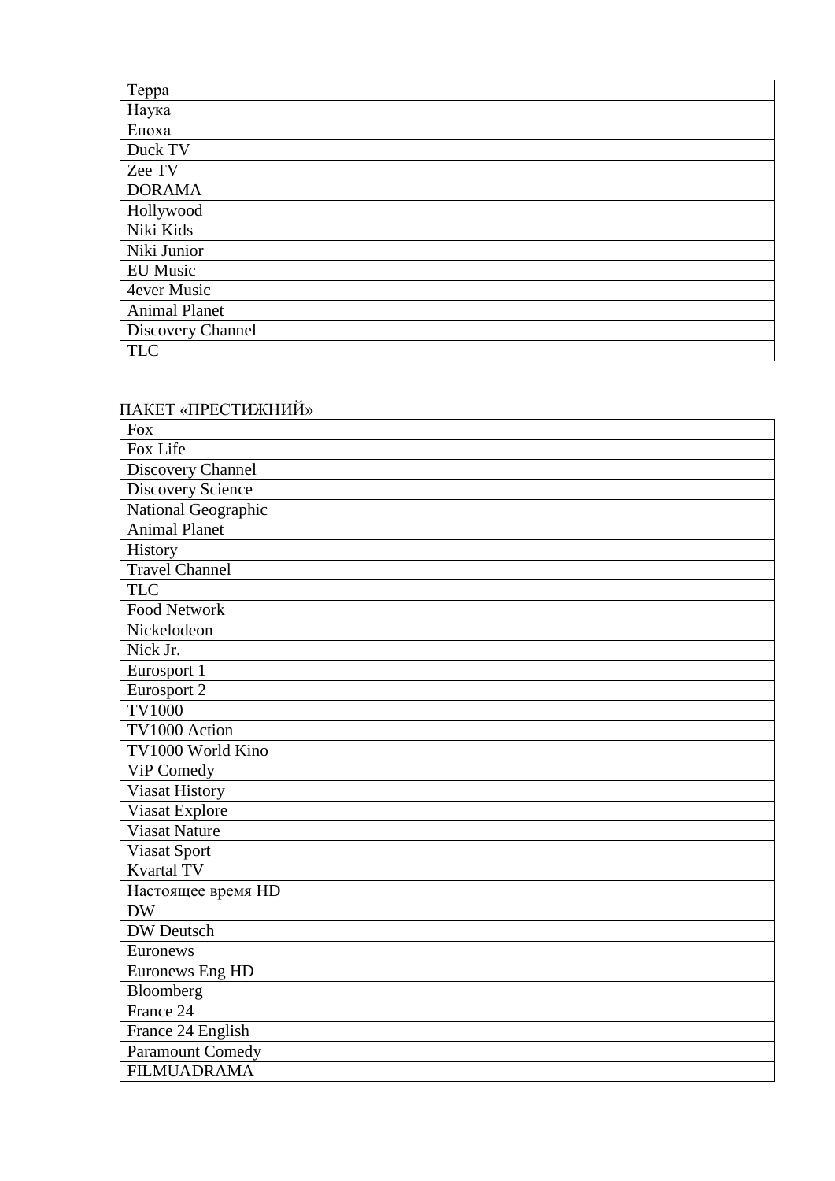| Терра |
| --- |
| Наука |
| Епоха |
| Duck TV |
| Zee TV |
| DORAMA |
| Hollywood |
| Niki Kids |
| Niki Junior |
| EU Music |
| 4ever Music |
| Animal Planet |
| Discovery Channel |
| TLC |

ПАКЕТ «ПРЕСТИЖНИЙ»

| Fox |
| --- |
| Fox Life |
| Discovery Channel |
| Discovery Science |
| National Geographic |
| Animal Planet |
| History |
| Travel Channel |
| TLC |
| Food Network |
| Nickelodeon |
| Nick Jr. |
| Eurosport 1 |
| Eurosport 2 |
| TV1000 |
| TV1000 Action |
| TV1000 World Kino |
| ViP Comedy |
| Viasat History |
| Viasat Explore |
| Viasat Nature |
| Viasat Sport |
| Kvartal TV |
| Настоящее время HD |
| DW |
| DW Deutsch |
| Euronews |
| Euronews Eng HD |
| Bloomberg |
| France 24 |
| France 24 English |
| Paramount Comedy |
| FILMUADRAMA |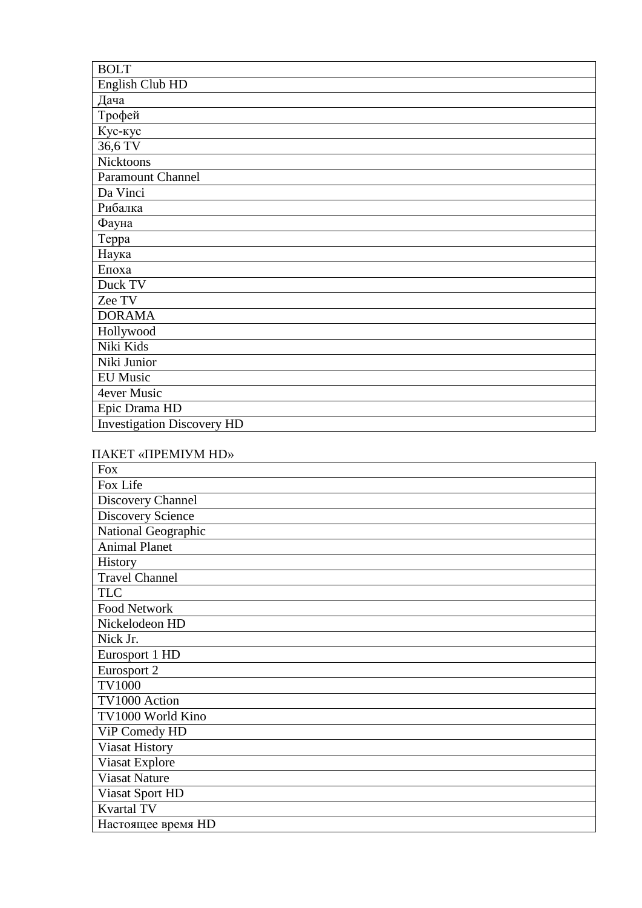| BOLT |
|---|
| English Club HD |
| Дача |
| Трофей |
| Кус-кус |
| 36,6 TV |
| Nicktoons |
| Paramount Channel |
| Da Vinci |
| Рибалка |
| Фауна |
| Терра |
| Наука |
| Епоха |
| Duck TV |
| Zee TV |
| DORAMA |
| Hollywood |
| Niki Kids |
| Niki Junior |
| EU Music |
| 4ever Music |
| Epic Drama HD |
| Investigation Discovery HD |

ПАКЕТ «ПРЕМІУМ HD»

| Fox |
|---|
| Fox Life |
| Discovery Channel |
| Discovery Science |
| National Geographic |
| Animal Planet |
| History |
| Travel Channel |
| TLC |
| Food Network |
| Nickelodeon HD |
| Nick Jr. |
| Eurosport 1 HD |
| Eurosport 2 |
| TV1000 |
| TV1000 Action |
| TV1000 World Kino |
| ViP Comedy HD |
| Viasat History |
| Viasat Explore |
| Viasat Nature |
| Viasat Sport HD |
| Kvartal TV |
| Настоящее время HD |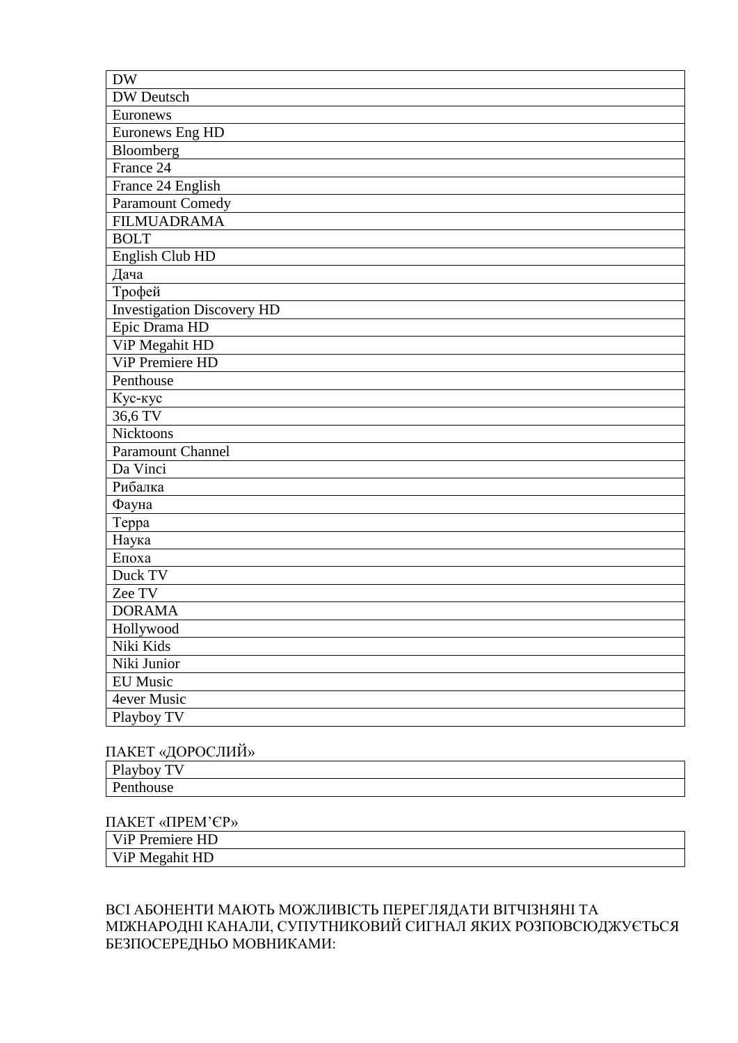| DW |
|---|
| DW Deutsch |
| Euronews |
| Euronews Eng HD |
| Bloomberg |
| France 24 |
| France 24 English |
| Paramount Comedy |
| FILMUADRAMA |
| BOLT |
| English Club HD |
| Дача |
| Трофей |
| Investigation Discovery HD |
| Epic Drama HD |
| ViP Megahit HD |
| ViP Premiere HD |
| Penthouse |
| Кус-кус |
| 36,6 TV |
| Nicktoons |
| Paramount Channel |
| Da Vinci |
| Рибалка |
| Фауна |
| Терра |
| Наука |
| Епоха |
| Duck TV |
| Zee TV |
| DORAMA |
| Hollywood |
| Niki Kids |
| Niki Junior |
| EU Music |
| 4ever Music |
| Playboy TV |

ПАКЕТ «ДОРОСЛИЙ»

| Playboy TV |
|---|
| Penthouse |

ПАКЕТ «ПРЕМ’ЄР»

| ViP Premiere HD |
|---|
| ViP Megahit HD |

ВСІ АБОНЕНТИ МАЮТЬ МОЖЛИВІСТЬ ПЕРЕГЛЯДАТИ ВІТЧІЗНЯНІ ТА МІЖНАРОДНІ КАНАЛИ, СУПУТНИКОВИЙ СИГНАЛ ЯКИХ РОЗПОВСЮДЖУЄТЬСЯ БЕЗПОСЕРЕДНЬО МОВНИКАМИ: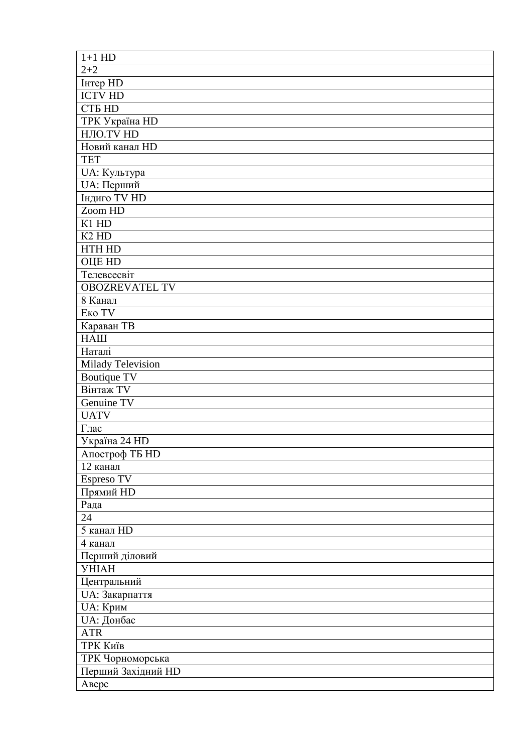| 1+1 HD |
| --- |
| 2+2 |
| Інтер HD |
| ICTV HD |
| СТБ HD |
| ТРК Україна HD |
| НЛО.TV HD |
| Новий канал HD |
| ТЕТ |
| UA: Культура |
| UA: Перший |
| Індиго TV HD |
| Zoom HD |
| К1 HD |
| К2 HD |
| НТН HD |
| ОЦЕ HD |
| Телевсесвіт |
| OBOZREVATEL TV |
| 8 Канал |
| Еко TV |
| Караван ТВ |
| НАШ |
| Наталі |
| Milady Television |
| Boutique TV |
| Вінтаж TV |
| Genuine TV |
| UATV |
| Глас |
| Україна 24 HD |
| Апостроф ТБ HD |
| 12 канал |
| Espreso TV |
| Прямий HD |
| Рада |
| 24 |
| 5 канал HD |
| 4 канал |
| Перший діловий |
| УНІАН |
| Центральний |
| UA: Закарпаття |
| UA: Крим |
| UA: Донбас |
| ATR |
| ТРК Київ |
| ТРК Чорноморська |
| Перший Західний HD |
| Аверс |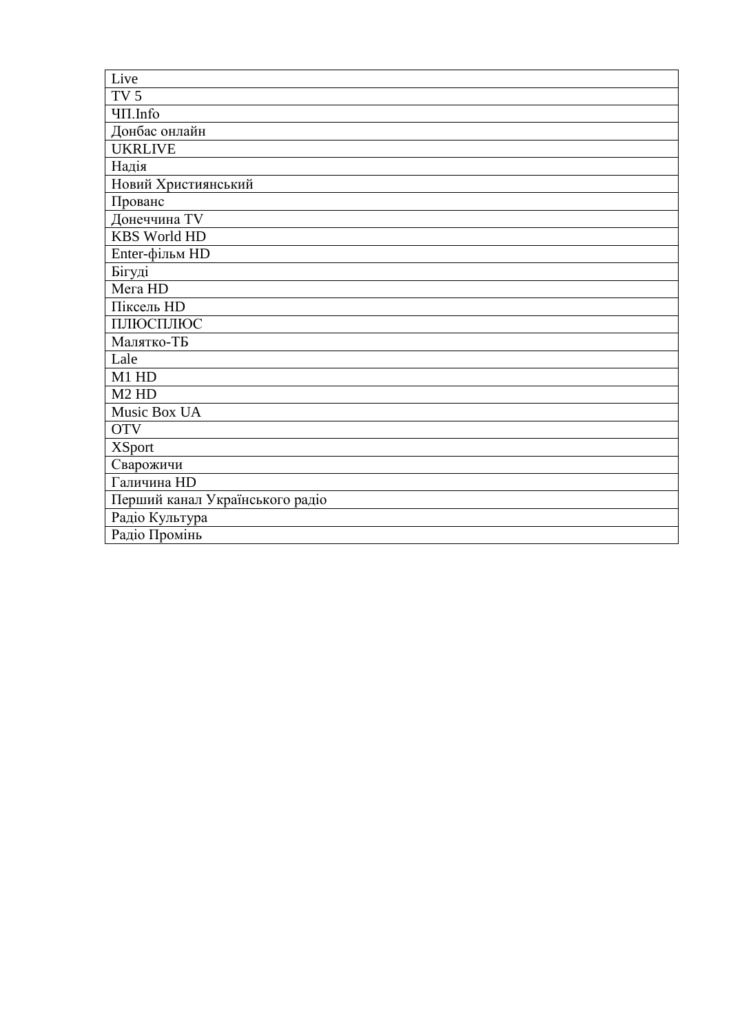| |
|---|
| Live |
| TV 5 |
| ЧП.Info |
| Донбас онлайн |
| UKRLIVE |
| Надія |
| Новий Християнський |
| Прованс |
| Донеччина TV |
| KBS World HD |
| Enter-фільм HD |
| Бігуді |
| Мега HD |
| Піксель HD |
| ПЛЮСПЛЮС |
| Малятко-ТБ |
| Lale |
| M1 HD |
| M2 HD |
| Music Box UA |
| OTV |
| XSport |
| Сварожичи |
| Галичина HD |
| Перший канал Українського радіо |
| Радіо Культура |
| Радіо Промінь |